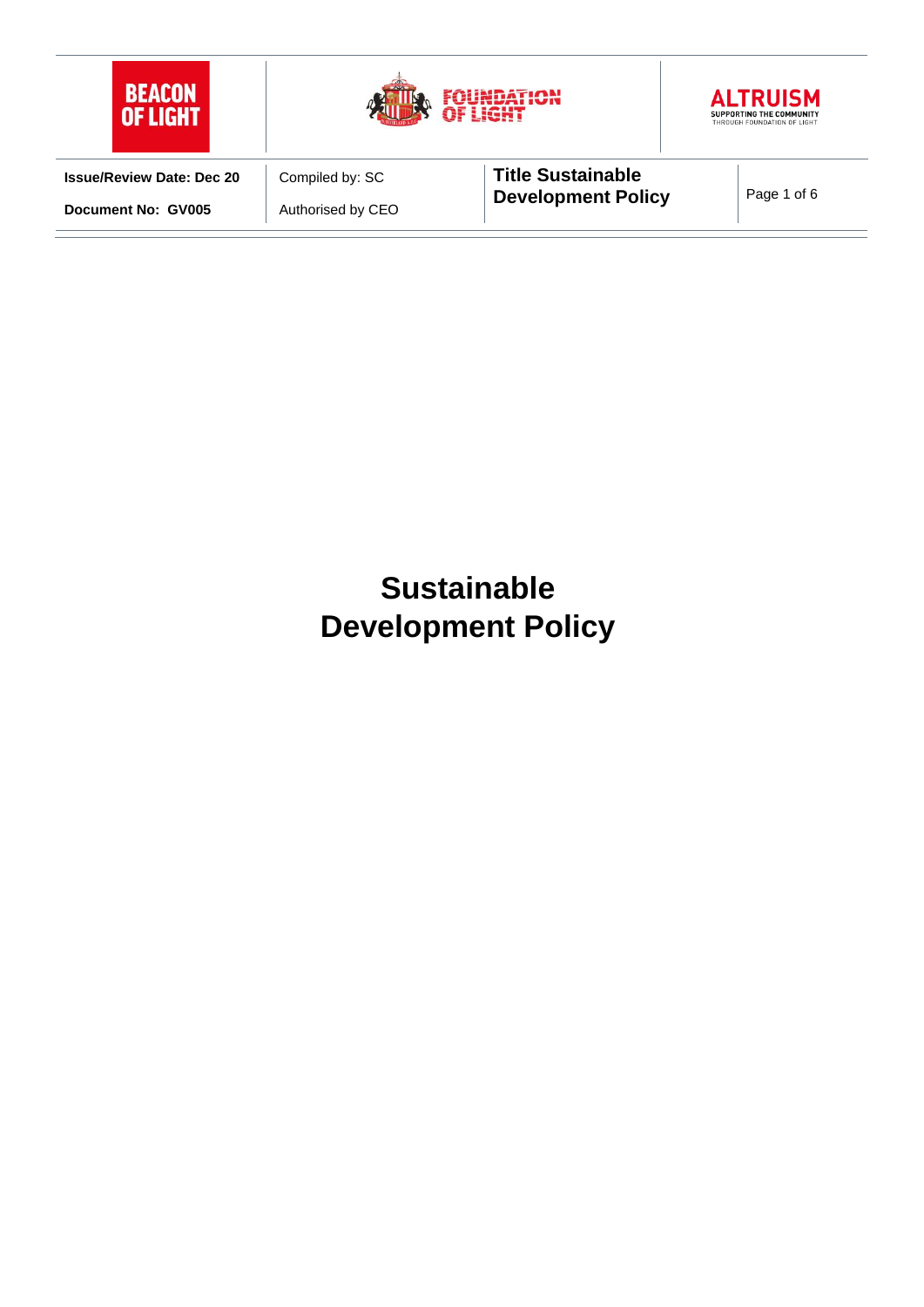# Sustainable Development Policy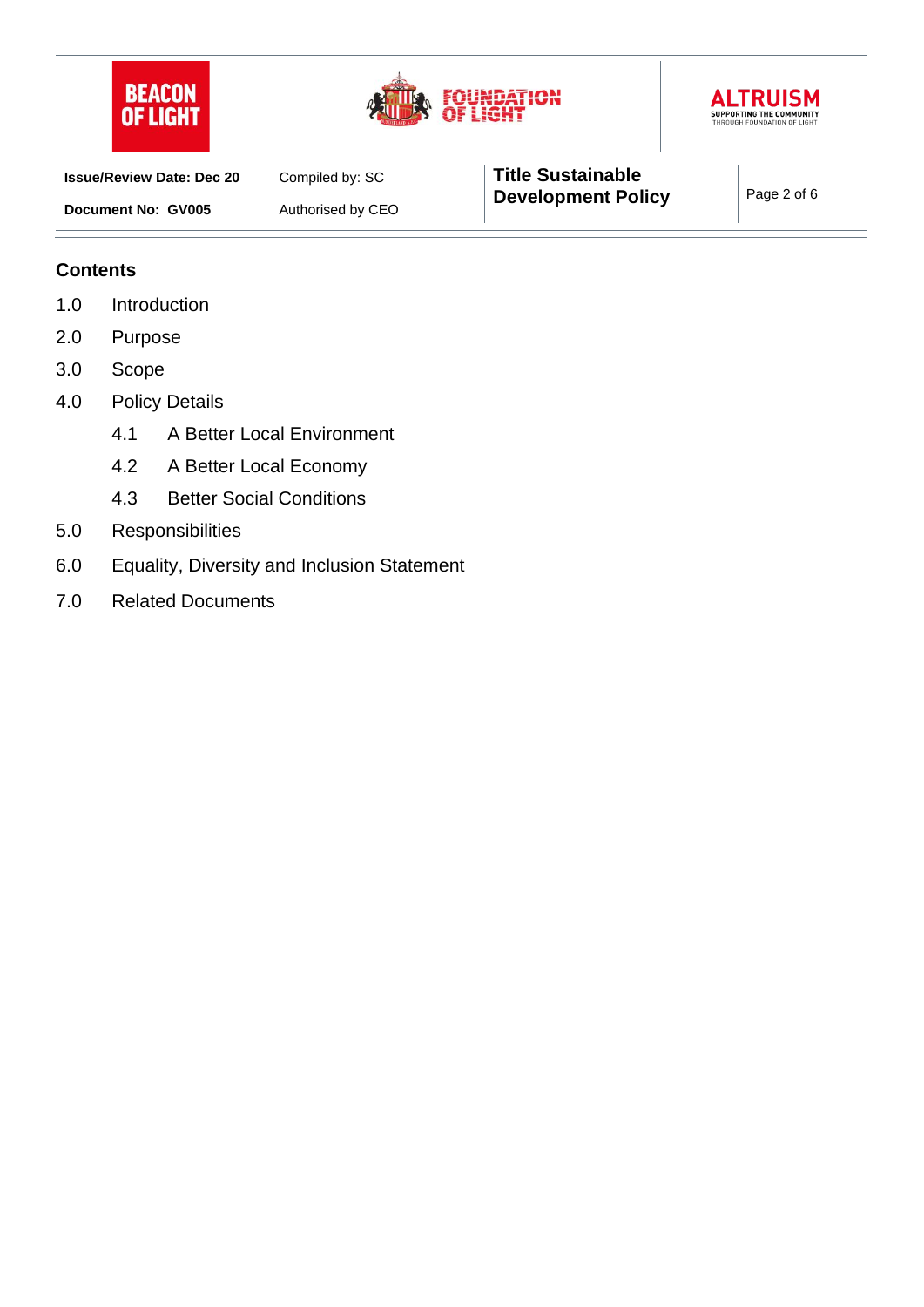## Contents

1.0 Introduction

2.0 Purpose

3.0 Scope

4.0 Policy Details

  4.1 A Better Local Environment

  4.2 A Better Local Economy

  4.3 Better Social Conditions

5.0 Responsibilities

6.0 Equality, Diversity and Inclusion Statement

7.0 Related Documents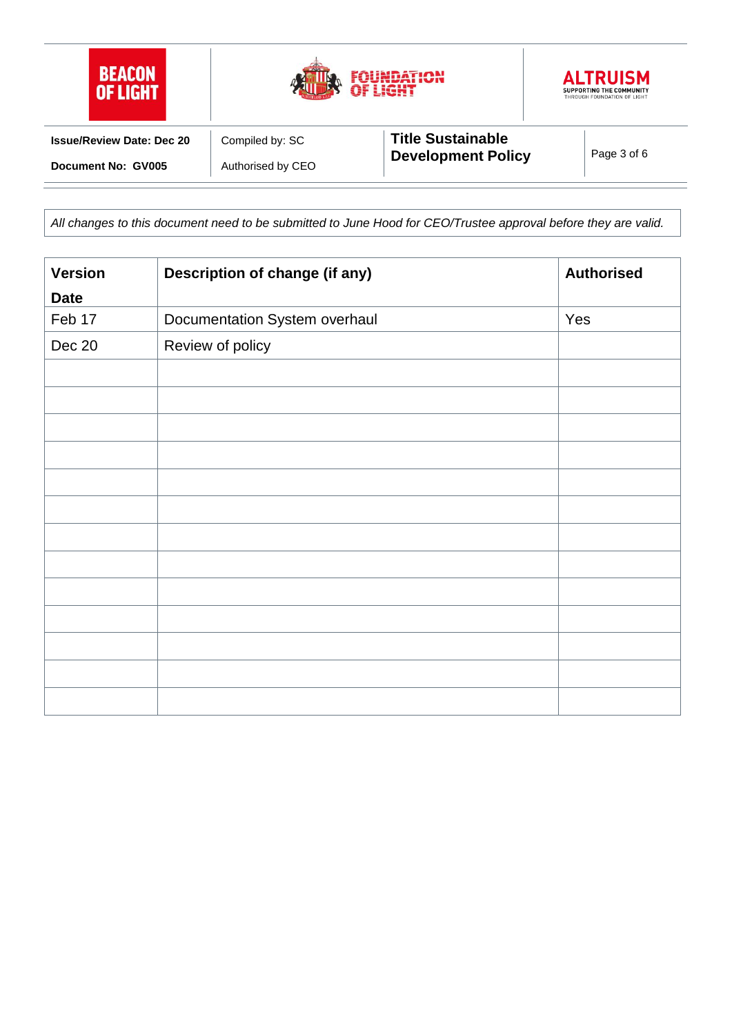*All changes to this document need to be submitted to June Hood for CEO/Trustee approval before they are valid.*

| Version Date | Description of change (if any) | Authorised |
|---|---|---|
| Feb 17 | Documentation System overhaul | Yes |
| Dec 20 | Review of policy | |
| | | |
| | | |
| | | |
| | | |
| | | |
| | | |
| | | |
| | | |
| | | |
| | | |
| | | |
| | | |
| | | |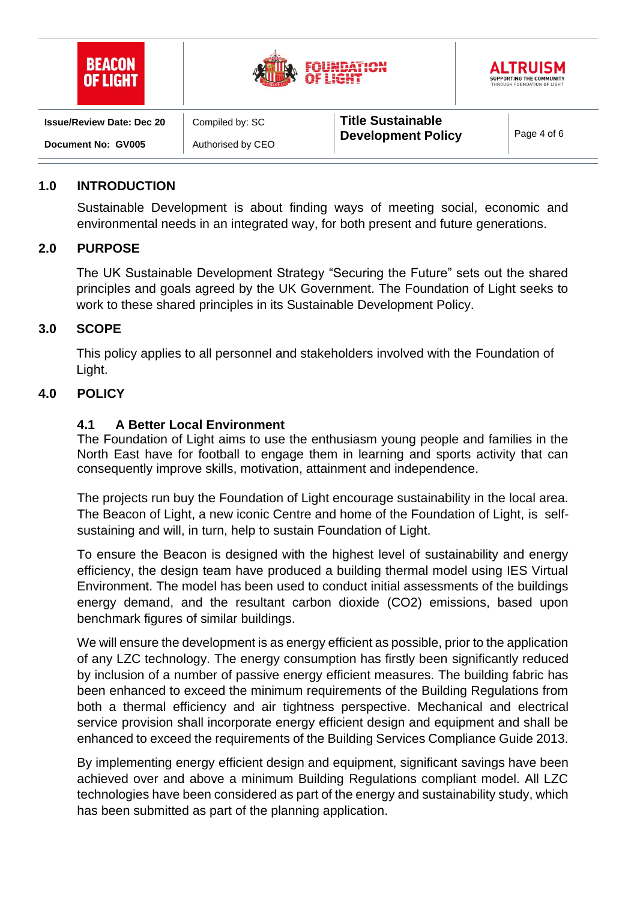## 1.0 INTRODUCTION

Sustainable Development is about finding ways of meeting social, economic and environmental needs in an integrated way, for both present and future generations.

## 2.0 PURPOSE

The UK Sustainable Development Strategy “Securing the Future” sets out the shared principles and goals agreed by the UK Government. The Foundation of Light seeks to work to these shared principles in its Sustainable Development Policy.

## 3.0 SCOPE

This policy applies to all personnel and stakeholders involved with the Foundation of Light.

## 4.0 POLICY

### 4.1 A Better Local Environment

The Foundation of Light aims to use the enthusiasm young people and families in the North East have for football to engage them in learning and sports activity that can consequently improve skills, motivation, attainment and independence.

The projects run buy the Foundation of Light encourage sustainability in the local area. The Beacon of Light, a new iconic Centre and home of the Foundation of Light, is self-sustaining and will, in turn, help to sustain Foundation of Light.

To ensure the Beacon is designed with the highest level of sustainability and energy efficiency, the design team have produced a building thermal model using IES Virtual Environment. The model has been used to conduct initial assessments of the buildings energy demand, and the resultant carbon dioxide ($CO_2$) emissions, based upon benchmark figures of similar buildings.

We will ensure the development is as energy efficient as possible, prior to the application of any LZC technology. The energy consumption has firstly been significantly reduced by inclusion of a number of passive energy efficient measures. The building fabric has been enhanced to exceed the minimum requirements of the Building Regulations from both a thermal efficiency and air tightness perspective. Mechanical and electrical service provision shall incorporate energy efficient design and equipment and shall be enhanced to exceed the requirements of the Building Services Compliance Guide 2013.

By implementing energy efficient design and equipment, significant savings have been achieved over and above a minimum Building Regulations compliant model. All LZC technologies have been considered as part of the energy and sustainability study, which has been submitted as part of the planning application.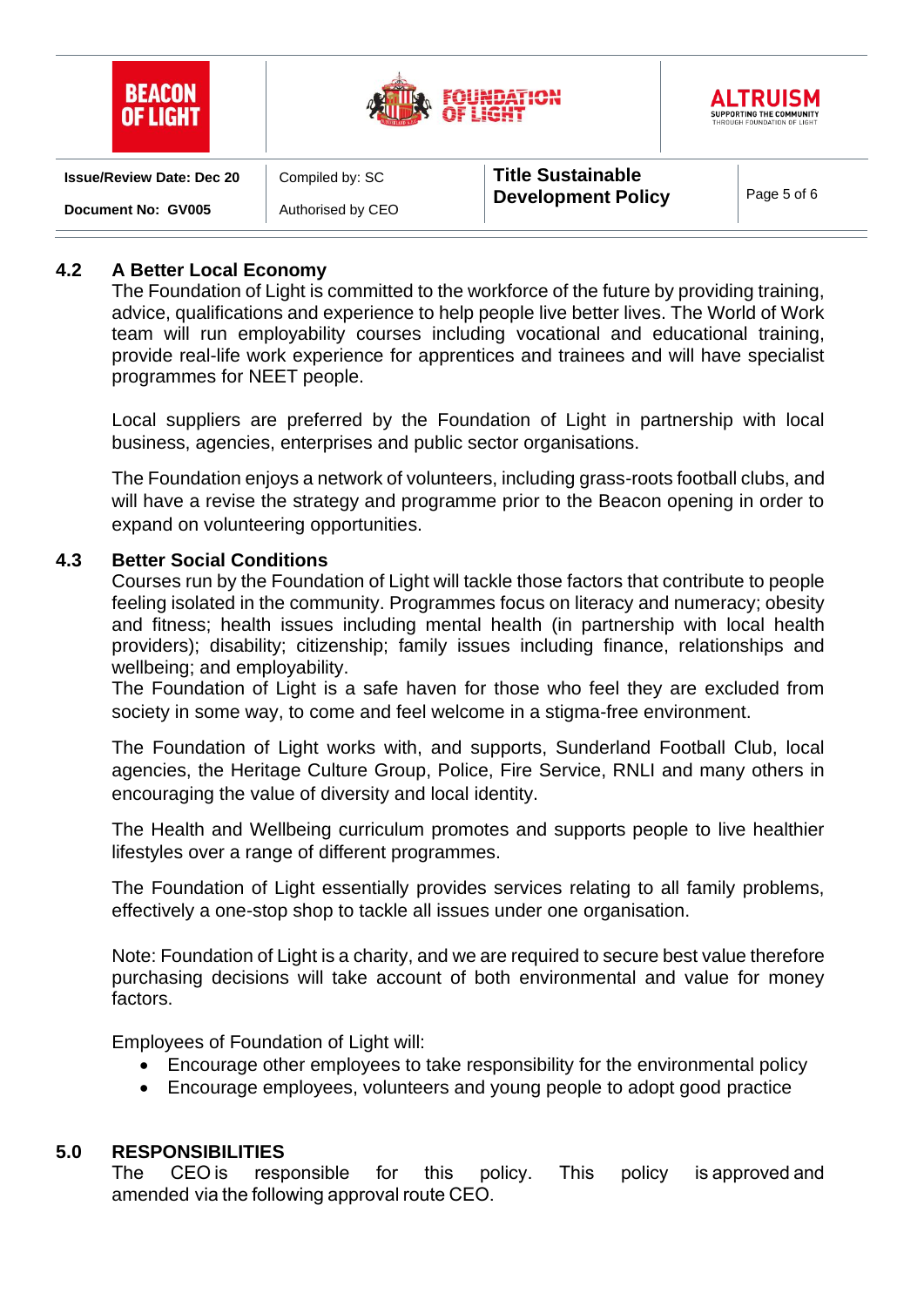### 4.2 A Better Local Economy

The Foundation of Light is committed to the workforce of the future by providing training, advice, qualifications and experience to help people live better lives. The World of Work team will run employability courses including vocational and educational training, provide real-life work experience for apprentices and trainees and will have specialist programmes for NEET people.

Local suppliers are preferred by the Foundation of Light in partnership with local business, agencies, enterprises and public sector organisations.

The Foundation enjoys a network of volunteers, including grass-roots football clubs, and will have a revise the strategy and programme prior to the Beacon opening in order to expand on volunteering opportunities.

### 4.3 Better Social Conditions

Courses run by the Foundation of Light will tackle those factors that contribute to people feeling isolated in the community. Programmes focus on literacy and numeracy; obesity and fitness; health issues including mental health (in partnership with local health providers); disability; citizenship; family issues including finance, relationships and wellbeing; and employability.
The Foundation of Light is a safe haven for those who feel they are excluded from society in some way, to come and feel welcome in a stigma-free environment.

The Foundation of Light works with, and supports, Sunderland Football Club, local agencies, the Heritage Culture Group, Police, Fire Service, RNLI and many others in encouraging the value of diversity and local identity.

The Health and Wellbeing curriculum promotes and supports people to live healthier lifestyles over a range of different programmes.

The Foundation of Light essentially provides services relating to all family problems, effectively a one-stop shop to tackle all issues under one organisation.

Note: Foundation of Light is a charity, and we are required to secure best value therefore purchasing decisions will take account of both environmental and value for money factors.

Employees of Foundation of Light will:

- Encourage other employees to take responsibility for the environmental policy
- Encourage employees, volunteers and young people to adopt good practice

## 5.0 RESPONSIBILITIES

The CEO is responsible for this policy. This policy is approved and amended via the following approval route CEO.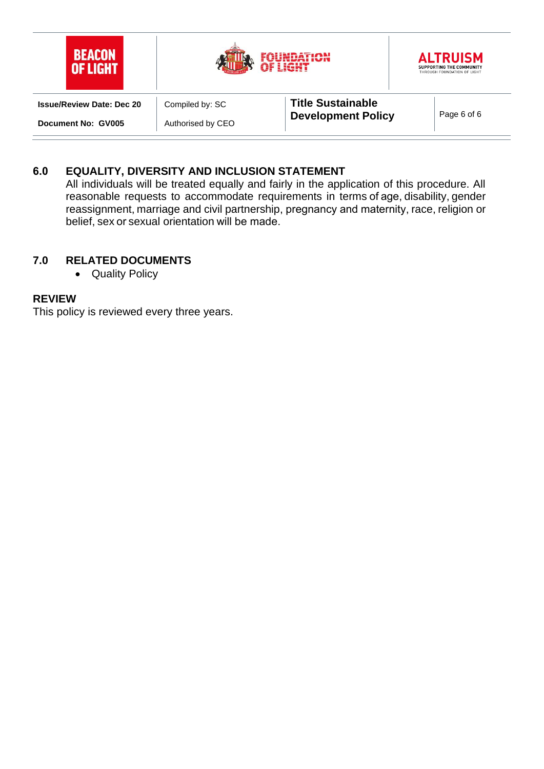## 6.0 EQUALITY, DIVERSITY AND INCLUSION STATEMENT

All individuals will be treated equally and fairly in the application of this procedure. All reasonable requests to accommodate requirements in terms of age, disability, gender reassignment, marriage and civil partnership, pregnancy and maternity, race, religion or belief, sex or sexual orientation will be made.

## 7.0 RELATED DOCUMENTS

- Quality Policy

## REVIEW

This policy is reviewed every three years.